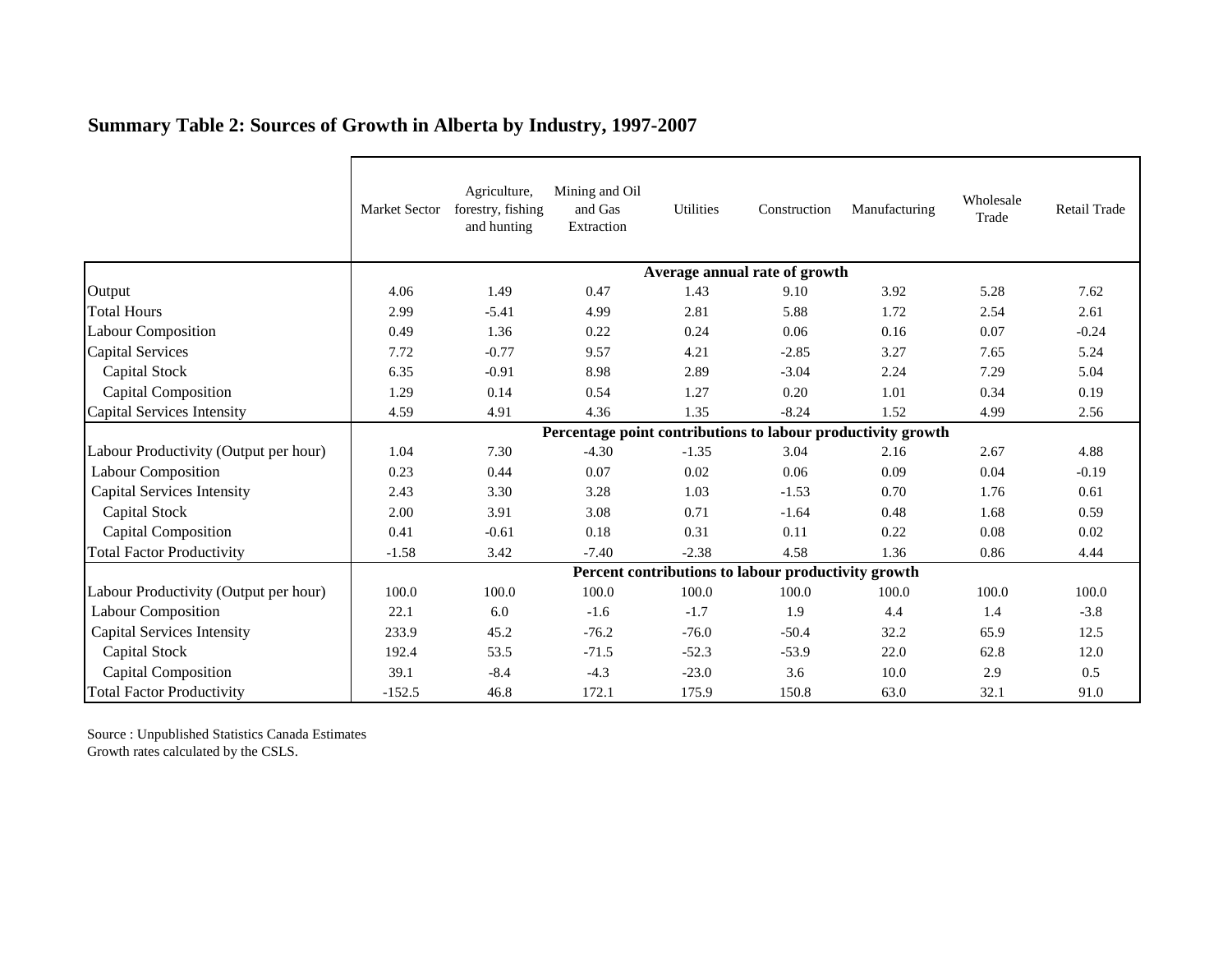## Summary Table 2: Sources of Growth in Alberta by Industry, 1997-2007

| | Market Sector | Agriculture, forestry, fishing and hunting | Mining and Oil and Gas Extraction | Utilities | Construction | Manufacturing | Wholesale Trade | Retail Trade |
|---|---|---|---|---|---|---|---|---|
| | **Average annual rate of growth** | | | | | | | |
| Output | 4.06 | 1.49 | 0.47 | 1.43 | 9.10 | 3.92 | 5.28 | 7.62 |
| Total Hours | 2.99 | -5.41 | 4.99 | 2.81 | 5.88 | 1.72 | 2.54 | 2.61 |
| Labour Composition | 0.49 | 1.36 | 0.22 | 0.24 | 0.06 | 0.16 | 0.07 | -0.24 |
| Capital Services | 7.72 | -0.77 | 9.57 | 4.21 | -2.85 | 3.27 | 7.65 | 5.24 |
| Capital Stock | 6.35 | -0.91 | 8.98 | 2.89 | -3.04 | 2.24 | 7.29 | 5.04 |
| Capital Composition | 1.29 | 0.14 | 0.54 | 1.27 | 0.20 | 1.01 | 0.34 | 0.19 |
| Capital Services Intensity | 4.59 | 4.91 | 4.36 | 1.35 | -8.24 | 1.52 | 4.99 | 2.56 |
| | **Percentage point contributions to labour productivity growth** | | | | | | | |
| Labour Productivity (Output per hour) | 1.04 | 7.30 | -4.30 | -1.35 | 3.04 | 2.16 | 2.67 | 4.88 |
| Labour Composition | 0.23 | 0.44 | 0.07 | 0.02 | 0.06 | 0.09 | 0.04 | -0.19 |
| Capital Services Intensity | 2.43 | 3.30 | 3.28 | 1.03 | -1.53 | 0.70 | 1.76 | 0.61 |
| Capital Stock | 2.00 | 3.91 | 3.08 | 0.71 | -1.64 | 0.48 | 1.68 | 0.59 |
| Capital Composition | 0.41 | -0.61 | 0.18 | 0.31 | 0.11 | 0.22 | 0.08 | 0.02 |
| Total Factor Productivity | -1.58 | 3.42 | -7.40 | -2.38 | 4.58 | 1.36 | 0.86 | 4.44 |
| | **Percent contributions to labour productivity growth** | | | | | | | |
| Labour Productivity (Output per hour) | 100.0 | 100.0 | 100.0 | 100.0 | 100.0 | 100.0 | 100.0 | 100.0 |
| Labour Composition | 22.1 | 6.0 | -1.6 | -1.7 | 1.9 | 4.4 | 1.4 | -3.8 |
| Capital Services Intensity | 233.9 | 45.2 | -76.2 | -76.0 | -50.4 | 32.2 | 65.9 | 12.5 |
| Capital Stock | 192.4 | 53.5 | -71.5 | -52.3 | -53.9 | 22.0 | 62.8 | 12.0 |
| Capital Composition | 39.1 | -8.4 | -4.3 | -23.0 | 3.6 | 10.0 | 2.9 | 0.5 |
| Total Factor Productivity | -152.5 | 46.8 | 172.1 | 175.9 | 150.8 | 63.0 | 32.1 | 91.0 |

Source : Unpublished Statistics Canada Estimates
Growth rates calculated by the CSLS.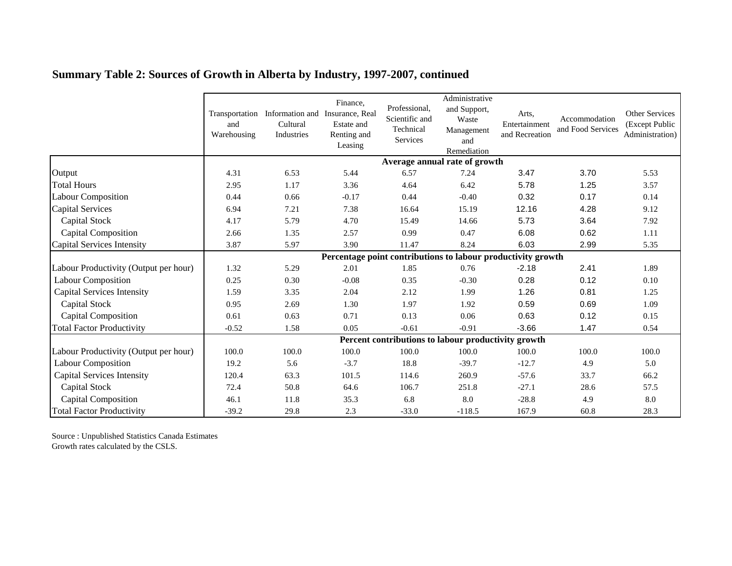## Summary Table 2: Sources of Growth in Alberta by Industry, 1997-2007, continued

| | Transportation and Warehousing | Information and Cultural Industries | Finance, Insurance, Real Estate and Renting and Leasing | Professional, Scientific and Technical Services | Administrative and Support, Waste Management and Remediation | Arts, Entertainment and Recreation | Accommodation and Food Services | Other Services (Except Public Administration) |
|---|---|---|---|---|---|---|---|---|
| | **Average annual rate of growth** | | | | | | | |
| Output | 4.31 | 6.53 | 5.44 | 6.57 | 7.24 | 3.47 | 3.70 | 5.53 |
| Total Hours | 2.95 | 1.17 | 3.36 | 4.64 | 6.42 | 5.78 | 1.25 | 3.57 |
| Labour Composition | 0.44 | 0.66 | -0.17 | 0.44 | -0.40 | 0.32 | 0.17 | 0.14 |
| Capital Services | 6.94 | 7.21 | 7.38 | 16.64 | 15.19 | 12.16 | 4.28 | 9.12 |
| Capital Stock | 4.17 | 5.79 | 4.70 | 15.49 | 14.66 | 5.73 | 3.64 | 7.92 |
| Capital Composition | 2.66 | 1.35 | 2.57 | 0.99 | 0.47 | 6.08 | 0.62 | 1.11 |
| Capital Services Intensity | 3.87 | 5.97 | 3.90 | 11.47 | 8.24 | 6.03 | 2.99 | 5.35 |
| | **Percentage point contributions to labour productivity growth** | | | | | | | |
| Labour Productivity (Output per hour) | 1.32 | 5.29 | 2.01 | 1.85 | 0.76 | -2.18 | 2.41 | 1.89 |
| Labour Composition | 0.25 | 0.30 | -0.08 | 0.35 | -0.30 | 0.28 | 0.12 | 0.10 |
| Capital Services Intensity | 1.59 | 3.35 | 2.04 | 2.12 | 1.99 | 1.26 | 0.81 | 1.25 |
| Capital Stock | 0.95 | 2.69 | 1.30 | 1.97 | 1.92 | 0.59 | 0.69 | 1.09 |
| Capital Composition | 0.61 | 0.63 | 0.71 | 0.13 | 0.06 | 0.63 | 0.12 | 0.15 |
| Total Factor Productivity | -0.52 | 1.58 | 0.05 | -0.61 | -0.91 | -3.66 | 1.47 | 0.54 |
| | **Percent contributions to labour productivity growth** | | | | | | | |
| Labour Productivity (Output per hour) | 100.0 | 100.0 | 100.0 | 100.0 | 100.0 | 100.0 | 100.0 | 100.0 |
| Labour Composition | 19.2 | 5.6 | -3.7 | 18.8 | -39.7 | -12.7 | 4.9 | 5.0 |
| Capital Services Intensity | 120.4 | 63.3 | 101.5 | 114.6 | 260.9 | -57.6 | 33.7 | 66.2 |
| Capital Stock | 72.4 | 50.8 | 64.6 | 106.7 | 251.8 | -27.1 | 28.6 | 57.5 |
| Capital Composition | 46.1 | 11.8 | 35.3 | 6.8 | 8.0 | -28.8 | 4.9 | 8.0 |
| Total Factor Productivity | -39.2 | 29.8 | 2.3 | -33.0 | -118.5 | 167.9 | 60.8 | 28.3 |

Source : Unpublished Statistics Canada Estimates
Growth rates calculated by the CSLS.